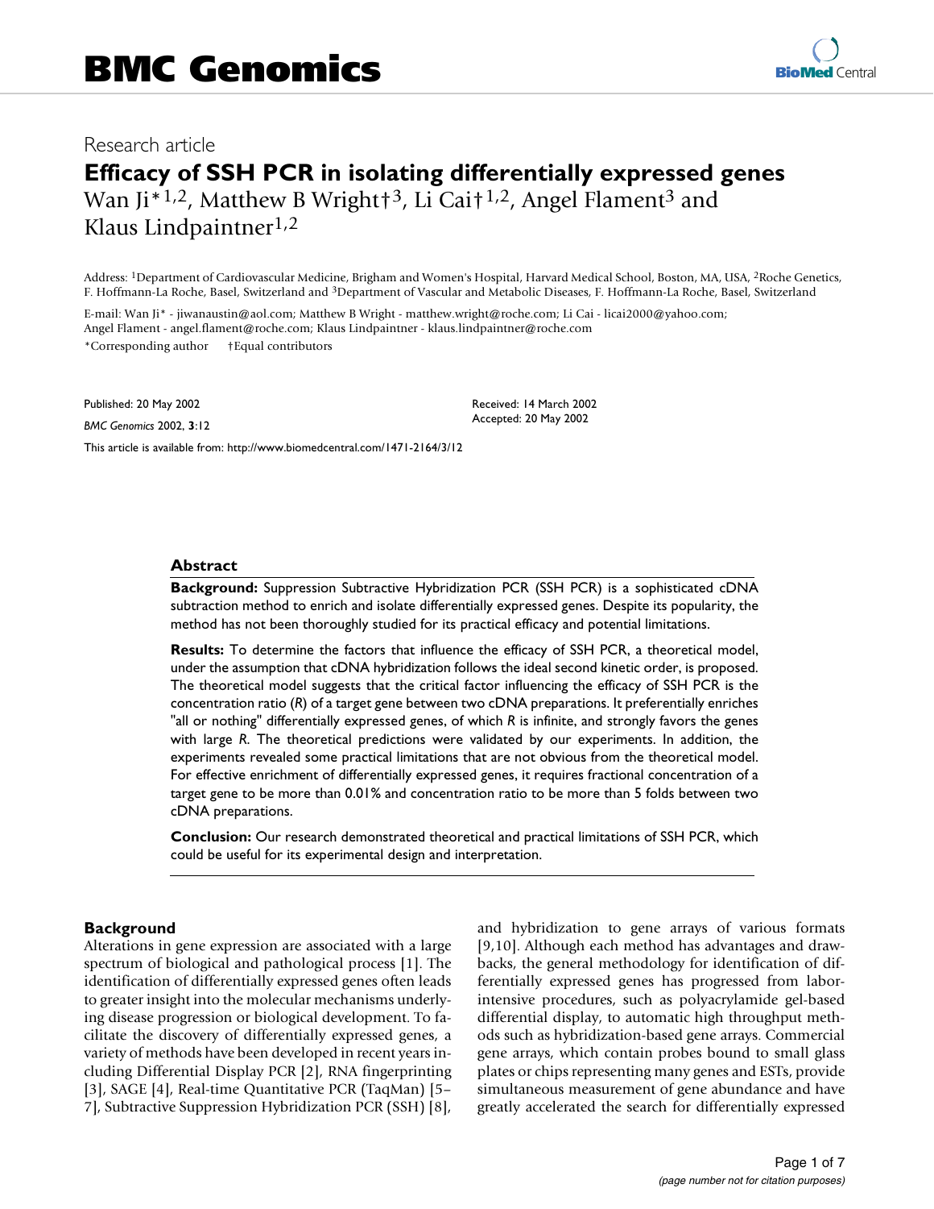Research article

# Efficacy of SSH PCR in isolating differentially expressed genes

Wan Ji*[1,2], Matthew B Wright†[3], Li Cai†[1,2], Angel Flament[3] and Klaus Lindpaintner[1,2]

Address: [1]Department of Cardiovascular Medicine, Brigham and Women's Hospital, Harvard Medical School, Boston, MA, USA, [2]Roche Genetics, F. Hoffmann-La Roche, Basel, Switzerland and [3]Department of Vascular and Metabolic Diseases, F. Hoffmann-La Roche, Basel, Switzerland

E-mail: Wan Ji* - jiwanaustin@aol.com; Matthew B Wright - matthew.wright@roche.com; Li Cai - licai2000@yahoo.com; Angel Flament - angel.flament@roche.com; Klaus Lindpaintner - klaus.lindpaintner@roche.com

*Corresponding author †Equal contributors

Published: 20 May 2002

*BMC Genomics* 2002, **3**:12

Received: 14 March 2002

Accepted: 20 May 2002

This article is available from: http://www.biomedcentral.com/1471-2164/3/12

## Abstract

**Background:** Suppression Subtractive Hybridization PCR (SSH PCR) is a sophisticated cDNA subtraction method to enrich and isolate differentially expressed genes. Despite its popularity, the method has not been thoroughly studied for its practical efficacy and potential limitations.

**Results:** To determine the factors that influence the efficacy of SSH PCR, a theoretical model, under the assumption that cDNA hybridization follows the ideal second kinetic order, is proposed. The theoretical model suggests that the critical factor influencing the efficacy of SSH PCR is the concentration ratio (*R*) of a target gene between two cDNA preparations. It preferentially enriches "all or nothing" differentially expressed genes, of which *R* is infinite, and strongly favors the genes with large *R*. The theoretical predictions were validated by our experiments. In addition, the experiments revealed some practical limitations that are not obvious from the theoretical model. For effective enrichment of differentially expressed genes, it requires fractional concentration of a target gene to be more than 0.01% and concentration ratio to be more than 5 folds between two cDNA preparations.

**Conclusion:** Our research demonstrated theoretical and practical limitations of SSH PCR, which could be useful for its experimental design and interpretation.

## Background

Alterations in gene expression are associated with a large spectrum of biological and pathological process [1]. The identification of differentially expressed genes often leads to greater insight into the molecular mechanisms underlying disease progression or biological development. To facilitate the discovery of differentially expressed genes, a variety of methods have been developed in recent years including Differential Display PCR [2], RNA fingerprinting [3], SAGE [4], Real-time Quantitative PCR (TaqMan) [5–7], Subtractive Suppression Hybridization PCR (SSH) [8], and hybridization to gene arrays of various formats [9,10]. Although each method has advantages and drawbacks, the general methodology for identification of differentially expressed genes has progressed from labor-intensive procedures, such as polyacrylamide gel-based differential display, to automatic high throughput methods such as hybridization-based gene arrays. Commercial gene arrays, which contain probes bound to small glass plates or chips representing many genes and ESTs, provide simultaneous measurement of gene abundance and have greatly accelerated the search for differentially expressed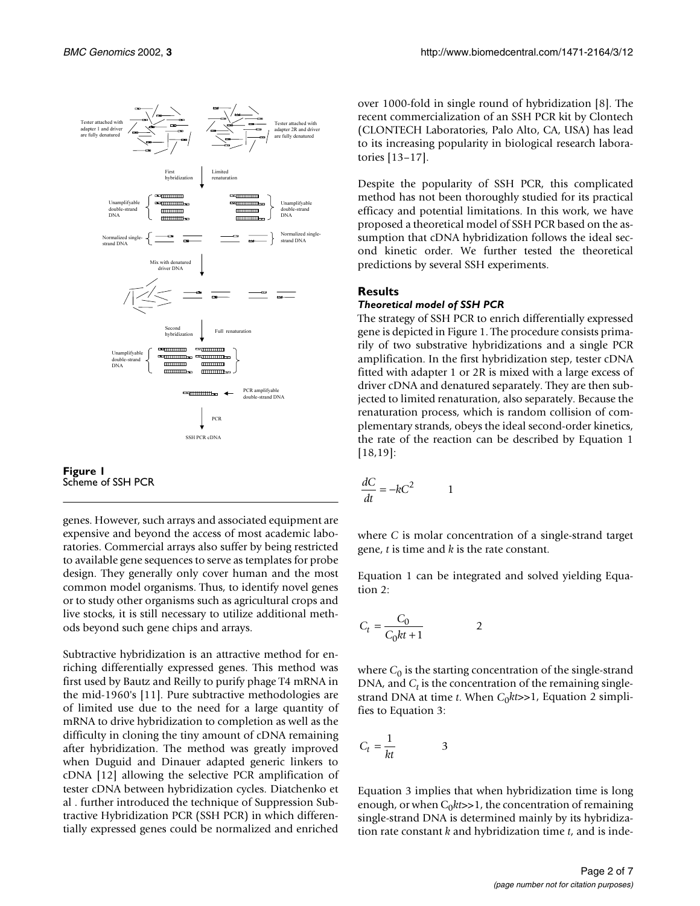**Figure 1**
Scheme of SSH PCR

genes. However, such arrays and associated equipment are expensive and beyond the access of most academic laboratories. Commercial arrays also suffer by being restricted to available gene sequences to serve as templates for probe design. They generally only cover human and the most common model organisms. Thus, to identify novel genes or to study other organisms such as agricultural crops and live stocks, it is still necessary to utilize additional methods beyond such gene chips and arrays.

Subtractive hybridization is an attractive method for enriching differentially expressed genes. This method was first used by Bautz and Reilly to purify phage T4 mRNA in the mid-1960's [11]. Pure subtractive methodologies are of limited use due to the need for a large quantity of mRNA to drive hybridization to completion as well as the difficulty in cloning the tiny amount of cDNA remaining after hybridization. The method was greatly improved when Duguid and Dinauer adapted generic linkers to cDNA [12] allowing the selective PCR amplification of tester cDNA between hybridization cycles. Diatchenko et al . further introduced the technique of Suppression Subtractive Hybridization PCR (SSH PCR) in which differentially expressed genes could be normalized and enriched over 1000-fold in single round of hybridization [8]. The recent commercialization of an SSH PCR kit by Clontech (CLONTECH Laboratories, Palo Alto, CA, USA) has lead to its increasing popularity in biological research laboratories [13–17].

Despite the popularity of SSH PCR, this complicated method has not been thoroughly studied for its practical efficacy and potential limitations. In this work, we have proposed a theoretical model of SSH PCR based on the assumption that cDNA hybridization follows the ideal second kinetic order. We further tested the theoretical predictions by several SSH experiments.

## Results

### *Theoretical model of SSH PCR*

The strategy of SSH PCR to enrich differentially expressed gene is depicted in Figure 1. The procedure consists primarily of two substrative hybridizations and a single PCR amplification. In the first hybridization step, tester cDNA fitted with adapter 1 or 2R is mixed with a large excess of driver cDNA and denatured separately. They are then subjected to limited renaturation, also separately. Because the renaturation process, which is random collision of complementary strands, obeys the ideal second-order kinetics, the rate of the reaction can be described by Equation 1 [18,19]:

$$\frac{dC}{dt} = -kC^2 \qquad 1$$

where $C$ is molar concentration of a single-strand target gene, $t$ is time and $k$ is the rate constant.

Equation 1 can be integrated and solved yielding Equation 2:

$$C_t = \frac{C_0}{C_0kt + 1} \qquad 2$$

where $C_0$ is the starting concentration of the single-strand DNA, and $C_t$ is the concentration of the remaining single-strand DNA at time $t$. When $C_0kt$>>1, Equation 2 simplifies to Equation 3:

$$C_t = \frac{1}{kt} \qquad 3$$

Equation 3 implies that when hybridization time is long enough, or when $C_0kt$>>1, the concentration of remaining single-strand DNA is determined mainly by its hybridization rate constant $k$ and hybridization time $t$, and is inde-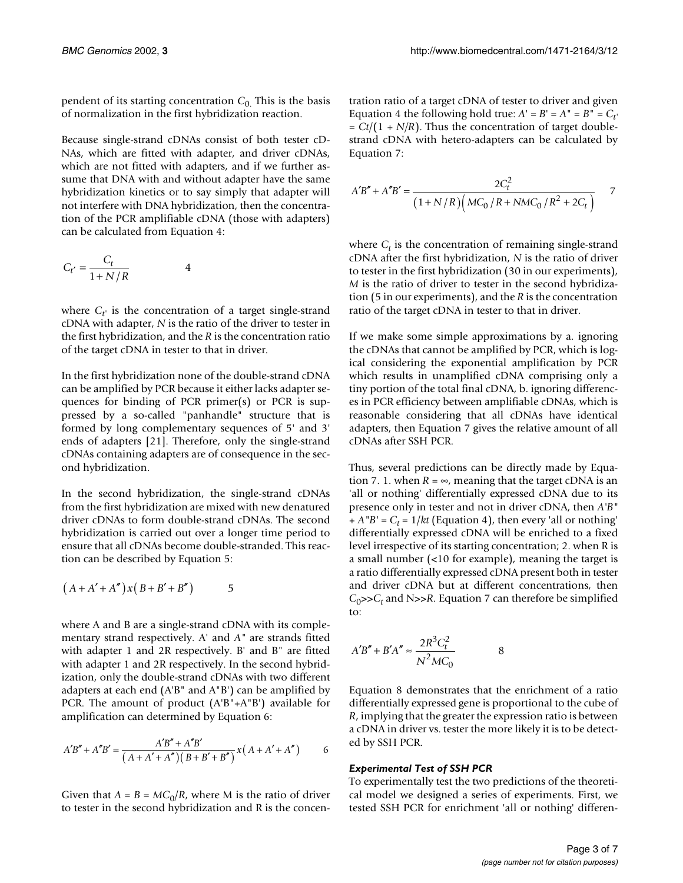pendent of its starting concentration $C_0$. This is the basis of normalization in the first hybridization reaction.

Because single-strand cDNAs consist of both tester cDNAs, which are fitted with adapter, and driver cDNAs, which are not fitted with adapters, and if we further assume that DNA with and without adapter have the same hybridization kinetics or to say simply that adapter will not interfere with DNA hybridization, then the concentration of the PCR amplifiable cDNA (those with adapters) can be calculated from Equation 4:

$$C_{t'} = \frac{C_t}{1 + N/R} \qquad 4$$

where $C_{t'}$ is the concentration of a target single-strand cDNA with adapter, $N$ is the ratio of the driver to tester in the first hybridization, and the $R$ is the concentration ratio of the target cDNA in tester to that in driver.

In the first hybridization none of the double-strand cDNA can be amplified by PCR because it either lacks adapter sequences for binding of PCR primer(s) or PCR is suppressed by a so-called "panhandle" structure that is formed by long complementary sequences of 5' and 3' ends of adapters [21]. Therefore, only the single-strand cDNAs containing adapters are of consequence in the second hybridization.

In the second hybridization, the single-strand cDNAs from the first hybridization are mixed with new denatured driver cDNAs to form double-strand cDNAs. The second hybridization is carried out over a longer time period to ensure that all cDNAs become double-stranded. This reaction can be described by Equation 5:

$$\left(A + A' + A''\right) x \left(B + B' + B''\right) \qquad 5$$

where A and B are a single-strand cDNA with its complementary strand respectively. A' and A" are strands fitted with adapter 1 and 2R respectively. B' and B" are fitted with adapter 1 and 2R respectively. In the second hybridization, only the double-strand cDNAs with two different adapters at each end (A'B" and A"B') can be amplified by PCR. The amount of product (A'B"+A"B') available for amplification can determined by Equation 6:

$$A'B'' + A''B' = \frac{A'B'' + A''B'}{\left(A + A' + A''\right)\left(B + B' + B''\right)} x \left(A + A' + A''\right) \qquad 6$$

Given that $A = B = MC_0/R$, where M is the ratio of driver to tester in the second hybridization and R is the concentration ratio of a target cDNA of tester to driver and given Equation 4 the following hold true: $A' = B' = A'' = B'' = C_{t'} = Ct/(1 + N/R)$. Thus the concentration of target double-strand cDNA with hetero-adapters can be calculated by Equation 7:

$$A'B'' + A''B' = \frac{2C_t^2}{\left(1 + N/R\right)\left(MC_0/R + NMC_0/R^2 + 2C_t\right)} \qquad 7$$

where $C_t$ is the concentration of remaining single-strand cDNA after the first hybridization, $N$ is the ratio of driver to tester in the first hybridization (30 in our experiments), $M$ is the ratio of driver to tester in the second hybridization (5 in our experiments), and the $R$ is the concentration ratio of the target cDNA in tester to that in driver.

If we make some simple approximations by a. ignoring the cDNAs that cannot be amplified by PCR, which is logical considering the exponential amplification by PCR which results in unamplified cDNA comprising only a tiny portion of the total final cDNA, b. ignoring differences in PCR efficiency between amplifiable cDNAs, which is reasonable considering that all cDNAs have identical adapters, then Equation 7 gives the relative amount of all cDNAs after SSH PCR.

Thus, several predictions can be directly made by Equation 7. 1. when $R = \infty$, meaning that the target cDNA is an 'all or nothing' differentially expressed cDNA due to its presence only in tester and not in driver cDNA, then $A'B'' + A''B' = C_t = 1/kt$ (Equation 4), then every 'all or nothing' differentially expressed cDNA will be enriched to a fixed level irrespective of its starting concentration; 2. when R is a small number (<10 for example), meaning the target is a ratio differentially expressed cDNA present both in tester and driver cDNA but at different concentrations, then $C_0 >> C_t$ and $N >> R$. Equation 7 can therefore be simplified to:

$$A'B'' + B'A'' \approx \frac{2R^3 C_t^2}{N^2 M C_0} \qquad 8$$

Equation 8 demonstrates that the enrichment of a ratio differentially expressed gene is proportional to the cube of $R$, implying that the greater the expression ratio is between a cDNA in driver vs. tester the more likely it is to be detected by SSH PCR.

### *Experimental Test of SSH PCR*

To experimentally test the two predictions of the theoretical model we designed a series of experiments. First, we tested SSH PCR for enrichment 'all or nothing' differen-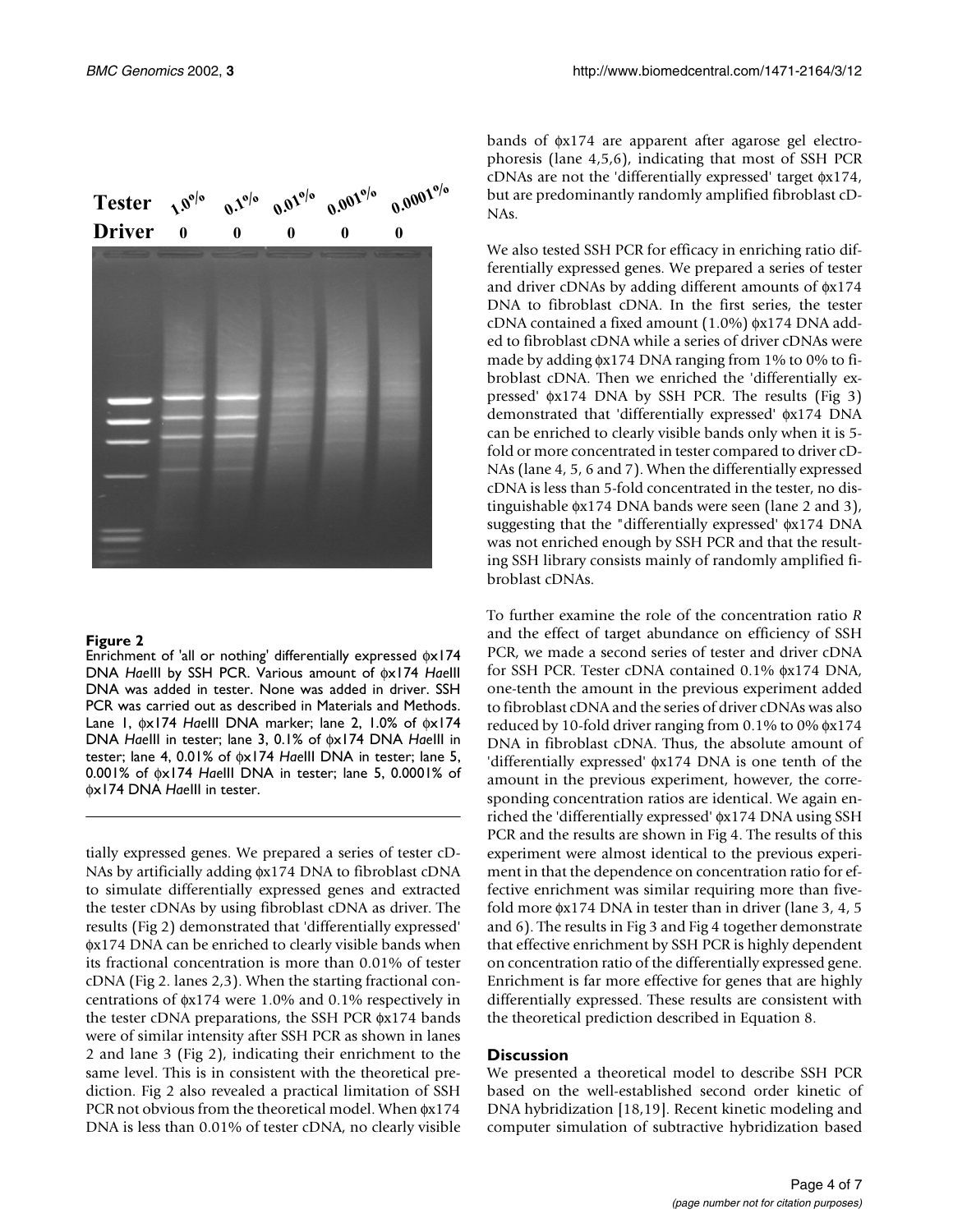**Figure 2**
Enrichment of 'all or nothing' differentially expressed ϕx174 DNA *Hae*III by SSH PCR. Various amount of ϕx174 *Hae*III DNA was added in tester. None was added in driver. SSH PCR was carried out as described in Materials and Methods. Lane 1, ϕx174 *Hae*III DNA marker; lane 2, 1.0% of ϕx174 DNA *Hae*III in tester; lane 3, 0.1% of ϕx174 DNA *Hae*III in tester; lane 4, 0.01% of ϕx174 *Hae*III DNA in tester; lane 5, 0.001% of ϕx174 *Hae*III DNA in tester; lane 5, 0.0001% of ϕx174 DNA *Hae*III in tester.

tially expressed genes. We prepared a series of tester cDNAs by artificially adding ϕx174 DNA to fibroblast cDNA to simulate differentially expressed genes and extracted the tester cDNAs by using fibroblast cDNA as driver. The results (Fig 2) demonstrated that 'differentially expressed' ϕx174 DNA can be enriched to clearly visible bands when its fractional concentration is more than 0.01% of tester cDNA (Fig 2. lanes 2,3). When the starting fractional concentrations of ϕx174 were 1.0% and 0.1% respectively in the tester cDNA preparations, the SSH PCR ϕx174 bands were of similar intensity after SSH PCR as shown in lanes 2 and lane 3 (Fig 2), indicating their enrichment to the same level. This is in consistent with the theoretical prediction. Fig 2 also revealed a practical limitation of SSH PCR not obvious from the theoretical model. When ϕx174 DNA is less than 0.01% of tester cDNA, no clearly visible bands of ϕx174 are apparent after agarose gel electrophoresis (lane 4,5,6), indicating that most of SSH PCR cDNAs are not the 'differentially expressed' target ϕx174, but are predominantly randomly amplified fibroblast cDNAs.

We also tested SSH PCR for efficacy in enriching ratio differentially expressed genes. We prepared a series of tester and driver cDNAs by adding different amounts of ϕx174 DNA to fibroblast cDNA. In the first series, the tester cDNA contained a fixed amount (1.0%) ϕx174 DNA added to fibroblast cDNA while a series of driver cDNAs were made by adding ϕx174 DNA ranging from 1% to 0% to fibroblast cDNA. Then we enriched the 'differentially expressed' ϕx174 DNA by SSH PCR. The results (Fig 3) demonstrated that 'differentially expressed' ϕx174 DNA can be enriched to clearly visible bands only when it is 5-fold or more concentrated in tester compared to driver cDNAs (lane 4, 5, 6 and 7). When the differentially expressed cDNA is less than 5-fold concentrated in the tester, no distinguishable ϕx174 DNA bands were seen (lane 2 and 3), suggesting that the "differentially expressed' ϕx174 DNA was not enriched enough by SSH PCR and that the resulting SSH library consists mainly of randomly amplified fibroblast cDNAs.

To further examine the role of the concentration ratio *R* and the effect of target abundance on efficiency of SSH PCR, we made a second series of tester and driver cDNA for SSH PCR. Tester cDNA contained 0.1% ϕx174 DNA, one-tenth the amount in the previous experiment added to fibroblast cDNA and the series of driver cDNAs was also reduced by 10-fold driver ranging from 0.1% to 0% ϕx174 DNA in fibroblast cDNA. Thus, the absolute amount of 'differentially expressed' ϕx174 DNA is one tenth of the amount in the previous experiment, however, the corresponding concentration ratios are identical. We again enriched the 'differentially expressed' ϕx174 DNA using SSH PCR and the results are shown in Fig 4. The results of this experiment were almost identical to the previous experiment in that the dependence on concentration ratio for effective enrichment was similar requiring more than five-fold more ϕx174 DNA in tester than in driver (lane 3, 4, 5 and 6). The results in Fig 3 and Fig 4 together demonstrate that effective enrichment by SSH PCR is highly dependent on concentration ratio of the differentially expressed gene. Enrichment is far more effective for genes that are highly differentially expressed. These results are consistent with the theoretical prediction described in Equation 8.

## Discussion

We presented a theoretical model to describe SSH PCR based on the well-established second order kinetic of DNA hybridization [18,19]. Recent kinetic modeling and computer simulation of subtractive hybridization based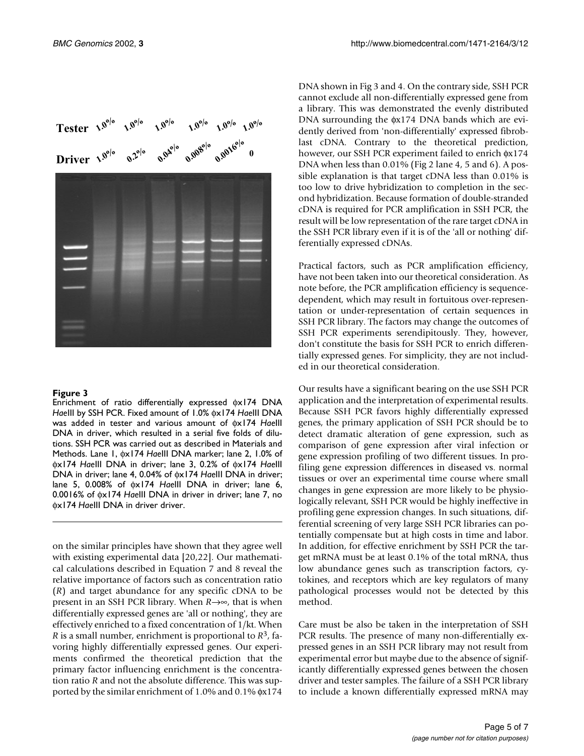Tester 1.0% 1.0% 1.0% 1.0% 1.0% 1.0%

Driver 1.0% 0.2% 0.04% 0.008% 0.0016% 0

**Figure 3**
Enrichment of ratio differentially expressed ϕx174 DNA *Hae*III by SSH PCR. Fixed amount of 1.0% ϕx174 *Hae*III DNA was added in tester and various amount of ϕx174 *Hae*III DNA in driver, which resulted in a serial five folds of dilutions. SSH PCR was carried out as described in Materials and Methods. Lane 1, ϕx174 *Hae*III DNA marker; lane 2, 1.0% of ϕx174 *Hae*III DNA in driver; lane 3, 0.2% of ϕx174 *Hae*III DNA in driver; lane 4, 0.04% of ϕx174 *Hae*III DNA in driver; lane 5, 0.008% of ϕx174 *Hae*III DNA in driver; lane 6, 0.0016% of ϕx174 *Hae*III DNA in driver in driver; lane 7, no ϕx174 *Hae*III DNA in driver driver.

on the similar principles have shown that they agree well with existing experimental data [20,22]. Our mathematical calculations described in Equation 7 and 8 reveal the relative importance of factors such as concentration ratio ($R$) and target abundance for any specific cDNA to be present in an SSH PCR library. When $R \rightarrow \infty$, that is when differentially expressed genes are 'all or nothing', they are effectively enriched to a fixed concentration of 1/kt. When $R$ is a small number, enrichment is proportional to $R^3$, favoring highly differentially expressed genes. Our experiments confirmed the theoretical prediction that the primary factor influencing enrichment is the concentration ratio $R$ and not the absolute difference. This was supported by the similar enrichment of 1.0% and 0.1% ϕx174 DNA shown in Fig 3 and 4. On the contrary side, SSH PCR cannot exclude all non-differentially expressed gene from a library. This was demonstrated the evenly distributed DNA surrounding the ϕx174 DNA bands which are evidently derived from 'non-differentially' expressed fibroblast cDNA. Contrary to the theoretical prediction, however, our SSH PCR experiment failed to enrich ϕx174 DNA when less than 0.01% (Fig 2 lane 4, 5 and 6). A possible explanation is that target cDNA less than 0.01% is too low to drive hybridization to completion in the second hybridization. Because formation of double-stranded cDNA is required for PCR amplification in SSH PCR, the result will be low representation of the rare target cDNA in the SSH PCR library even if it is of the 'all or nothing' differentially expressed cDNAs.

Practical factors, such as PCR amplification efficiency, have not been taken into our theoretical consideration. As note before, the PCR amplification efficiency is sequence-dependent, which may result in fortuitous over-representation or under-representation of certain sequences in SSH PCR library. The factors may change the outcomes of SSH PCR experiments serendipitously. They, however, don't constitute the basis for SSH PCR to enrich differentially expressed genes. For simplicity, they are not included in our theoretical consideration.

Our results have a significant bearing on the use SSH PCR application and the interpretation of experimental results. Because SSH PCR favors highly differentially expressed genes, the primary application of SSH PCR should be to detect dramatic alteration of gene expression, such as comparison of gene expression after viral infection or gene expression profiling of two different tissues. In profiling gene expression differences in diseased vs. normal tissues or over an experimental time course where small changes in gene expression are more likely to be physiologically relevant, SSH PCR would be highly ineffective in profiling gene expression changes. In such situations, differential screening of very large SSH PCR libraries can potentially compensate but at high costs in time and labor. In addition, for effective enrichment by SSH PCR the target mRNA must be at least 0.1% of the total mRNA, thus low abundance genes such as transcription factors, cytokines, and receptors which are key regulators of many pathological processes would not be detected by this method.

Care must be also be taken in the interpretation of SSH PCR results. The presence of many non-differentially expressed genes in an SSH PCR library may not result from experimental error but maybe due to the absence of significantly differentially expressed genes between the chosen driver and tester samples. The failure of a SSH PCR library to include a known differentially expressed mRNA may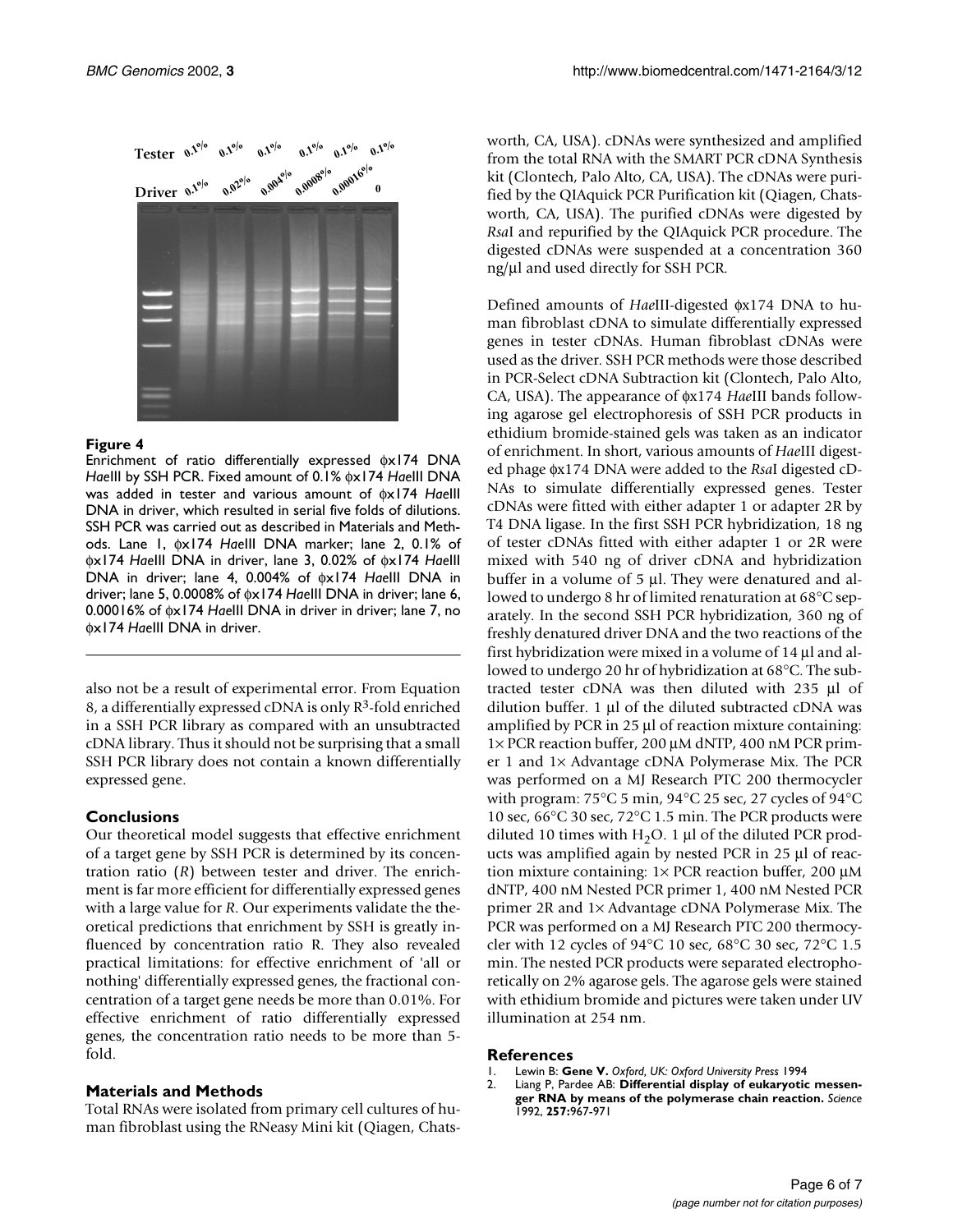**Figure 4**

Enrichment of ratio differentially expressed ϕx174 DNA *Hae*III by SSH PCR. Fixed amount of 0.1% ϕx174 *Hae*III DNA was added in tester and various amount of ϕx174 *Hae*III DNA in driver, which resulted in serial five folds of dilutions. SSH PCR was carried out as described in Materials and Methods. Lane 1, ϕx174 *Hae*III DNA marker; lane 2, 0.1% of ϕx174 *Hae*III DNA in driver, lane 3, 0.02% of ϕx174 *Hae*III DNA in driver; lane 4, 0.004% of ϕx174 *Hae*III DNA in driver; lane 5, 0.0008% of ϕx174 *Hae*III DNA in driver; lane 6, 0.00016% of ϕx174 *Hae*III DNA in driver in driver; lane 7, no ϕx174 *Hae*III DNA in driver.

also not be a result of experimental error. From Equation 8, a differentially expressed cDNA is only $R^3$-fold enriched in a SSH PCR library as compared with an unsubtracted cDNA library. Thus it should not be surprising that a small SSH PCR library does not contain a known differentially expressed gene.

## Conclusions

Our theoretical model suggests that effective enrichment of a target gene by SSH PCR is determined by its concentration ratio ($R$) between tester and driver. The enrichment is far more efficient for differentially expressed genes with a large value for $R$. Our experiments validate the theoretical predictions that enrichment by SSH is greatly influenced by concentration ratio R. They also revealed practical limitations: for effective enrichment of 'all or nothing' differentially expressed genes, the fractional concentration of a target gene needs be more than 0.01%. For effective enrichment of ratio differentially expressed genes, the concentration ratio needs to be more than 5-fold.

## Materials and Methods

Total RNAs were isolated from primary cell cultures of human fibroblast using the RNeasy Mini kit (Qiagen, Chatsworth, CA, USA). cDNAs were synthesized and amplified from the total RNA with the SMART PCR cDNA Synthesis kit (Clontech, Palo Alto, CA, USA). The cDNAs were purified by the QIAquick PCR Purification kit (Qiagen, Chatsworth, CA, USA). The purified cDNAs were digested by *Rsa*I and repurified by the QIAquick PCR procedure. The digested cDNAs were suspended at a concentration 360 ng/µl and used directly for SSH PCR.

Defined amounts of *Hae*III-digested ϕx174 DNA to human fibroblast cDNA to simulate differentially expressed genes in tester cDNAs. Human fibroblast cDNAs were used as the driver. SSH PCR methods were those described in PCR-Select cDNA Subtraction kit (Clontech, Palo Alto, CA, USA). The appearance of ϕx174 *Hae*III bands following agarose gel electrophoresis of SSH PCR products in ethidium bromide-stained gels was taken as an indicator of enrichment. In short, various amounts of *Hae*III digested phage ϕx174 DNA were added to the *Rsa*I digested cDNAs to simulate differentially expressed genes. Tester cDNAs were fitted with either adapter 1 or adapter 2R by T4 DNA ligase. In the first SSH PCR hybridization, 18 ng of tester cDNAs fitted with either adapter 1 or 2R were mixed with 540 ng of driver cDNA and hybridization buffer in a volume of 5 µl. They were denatured and allowed to undergo 8 hr of limited renaturation at 68°C separately. In the second SSH PCR hybridization, 360 ng of freshly denatured driver DNA and the two reactions of the first hybridization were mixed in a volume of 14 µl and allowed to undergo 20 hr of hybridization at 68°C. The subtracted tester cDNA was then diluted with 235 µl of dilution buffer. 1 µl of the diluted subtracted cDNA was amplified by PCR in 25 µl of reaction mixture containing: 1× PCR reaction buffer, 200 µM dNTP, 400 nM PCR primer 1 and 1× Advantage cDNA Polymerase Mix. The PCR was performed on a MJ Research PTC 200 thermocycler with program: 75°C 5 min, 94°C 25 sec, 27 cycles of 94°C 10 sec, 66°C 30 sec, 72°C 1.5 min. The PCR products were diluted 10 times with $H_2O$. 1 µl of the diluted PCR products was amplified again by nested PCR in 25 µl of reaction mixture containing: 1× PCR reaction buffer, 200 µM dNTP, 400 nM Nested PCR primer 1, 400 nM Nested PCR primer 2R and 1× Advantage cDNA Polymerase Mix. The PCR was performed on a MJ Research PTC 200 thermocycler with 12 cycles of 94°C 10 sec, 68°C 30 sec, 72°C 1.5 min. The nested PCR products were separated electrophoretically on 2% agarose gels. The agarose gels were stained with ethidium bromide and pictures were taken under UV illumination at 254 nm.

## References

1. Lewin B: **Gene V.** *Oxford, UK: Oxford University Press* 1994
2. Liang P, Pardee AB: **Differential display of eukaryotic messenger RNA by means of the polymerase chain reaction.** *Science* 1992, **257:**967-971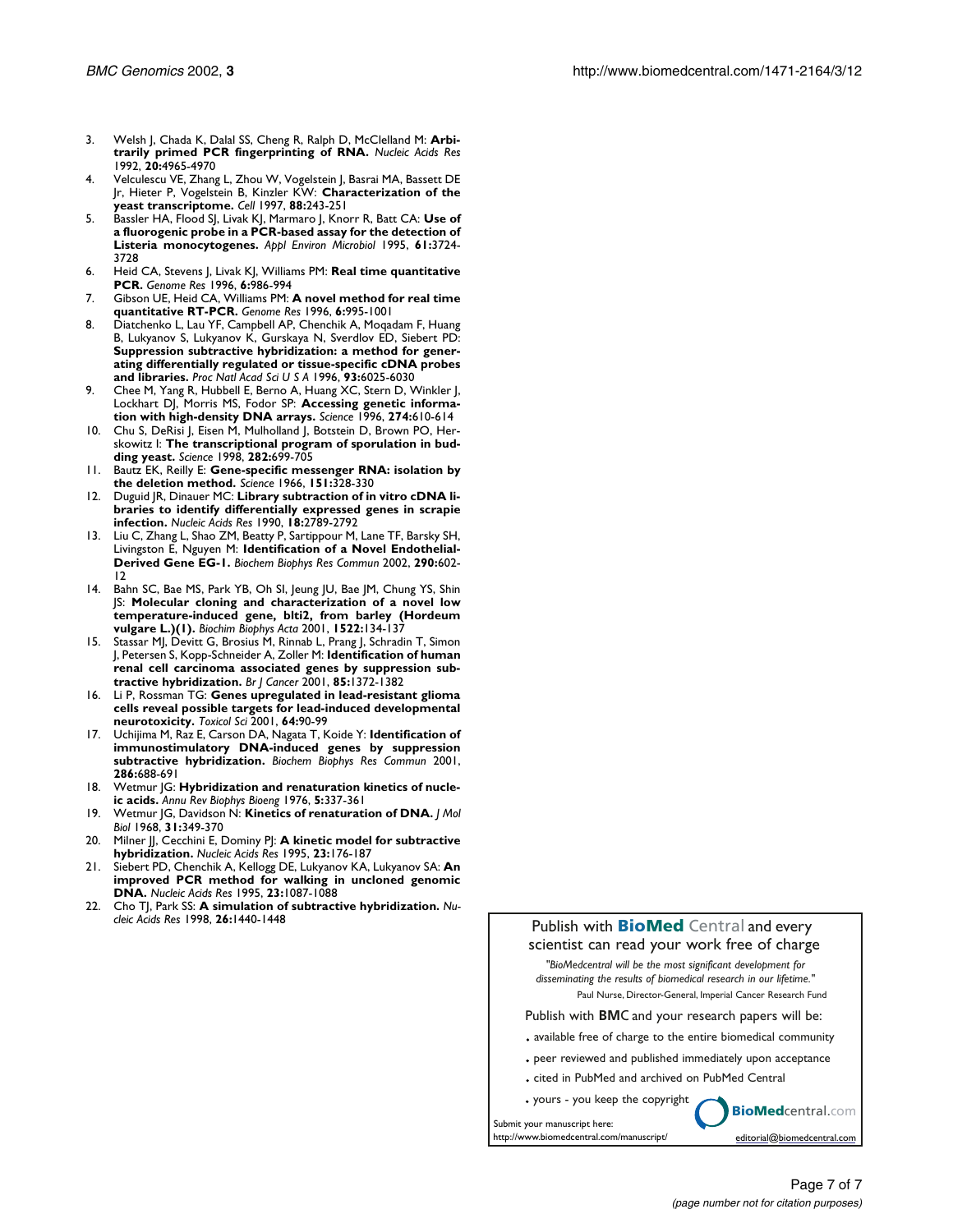3. Welsh J, Chada K, Dalal SS, Cheng R, Ralph D, McClelland M: **Arbitrarily primed PCR fingerprinting of RNA.** *Nucleic Acids Res* 1992, **20:**4965-4970
4. Velculescu VE, Zhang L, Zhou W, Vogelstein J, Basrai MA, Bassett DE Jr, Hieter P, Vogelstein B, Kinzler KW: **Characterization of the yeast transcriptome.** *Cell* 1997, **88:**243-251
5. Bassler HA, Flood SJ, Livak KJ, Marmaro J, Knorr R, Batt CA: **Use of a fluorogenic probe in a PCR-based assay for the detection of Listeria monocytogenes.** *Appl Environ Microbiol* 1995, **61:**3724-3728
6. Heid CA, Stevens J, Livak KJ, Williams PM: **Real time quantitative PCR.** *Genome Res* 1996, **6:**986-994
7. Gibson UE, Heid CA, Williams PM: **A novel method for real time quantitative RT-PCR.** *Genome Res* 1996, **6:**995-1001
8. Diatchenko L, Lau YF, Campbell AP, Chenchik A, Moqadam F, Huang B, Lukyanov S, Lukyanov K, Gurskaya N, Sverdlov ED, Siebert PD: **Suppression subtractive hybridization: a method for generating differentially regulated or tissue-specific cDNA probes and libraries.** *Proc Natl Acad Sci U S A* 1996, **93:**6025-6030
9. Chee M, Yang R, Hubbell E, Berno A, Huang XC, Stern D, Winkler J, Lockhart DJ, Morris MS, Fodor SP: **Accessing genetic information with high-density DNA arrays.** *Science* 1996, **274:**610-614
10. Chu S, DeRisi J, Eisen M, Mulholland J, Botstein D, Brown PO, Herskowitz I: **The transcriptional program of sporulation in budding yeast.** *Science* 1998, **282:**699-705
11. Bautz EK, Reilly E: **Gene-specific messenger RNA: isolation by the deletion method.** *Science* 1966, **151:**328-330
12. Duguid JR, Dinauer MC: **Library subtraction of in vitro cDNA libraries to identify differentially expressed genes in scrapie infection.** *Nucleic Acids Res* 1990, **18:**2789-2792
13. Liu C, Zhang L, Shao ZM, Beatty P, Sartippour M, Lane TF, Barsky SH, Livingston E, Nguyen M: **Identification of a Novel Endothelial-Derived Gene EG-1.** *Biochem Biophys Res Commun* 2002, **290:**602-12
14. Bahn SC, Bae MS, Park YB, Oh SI, Jeung JU, Bae JM, Chung YS, Shin JS: **Molecular cloning and characterization of a novel low temperature-induced gene, blti2, from barley (Hordeum vulgare L.)(1).** *Biochim Biophys Acta* 2001, **1522:**134-137
15. Stassar MJ, Devitt G, Brosius M, Rinnab L, Prang J, Schradin T, Simon J, Petersen S, Kopp-Schneider A, Zoller M: **Identification of human renal cell carcinoma associated genes by suppression subtractive hybridization.** *Br J Cancer* 2001, **85:**1372-1382
16. Li P, Rossman TG: **Genes upregulated in lead-resistant glioma cells reveal possible targets for lead-induced developmental neurotoxicity.** *Toxicol Sci* 2001, **64:**90-99
17. Uchijima M, Raz E, Carson DA, Nagata T, Koide Y: **Identification of immunostimulatory DNA-induced genes by suppression subtractive hybridization.** *Biochem Biophys Res Commun* 2001, **286:**688-691
18. Wetmur JG: **Hybridization and renaturation kinetics of nucleic acids.** *Annu Rev Biophys Bioeng* 1976, **5:**337-361
19. Wetmur JG, Davidson N: **Kinetics of renaturation of DNA.** *J Mol Biol* 1968, **31:**349-370
20. Milner JJ, Cecchini E, Dominy PJ: **A kinetic model for subtractive hybridization.** *Nucleic Acids Res* 1995, **23:**176-187
21. Siebert PD, Chenchik A, Kellogg DE, Lukyanov KA, Lukyanov SA: **An improved PCR method for walking in uncloned genomic DNA.** *Nucleic Acids Res* 1995, **23:**1087-1088
22. Cho TJ, Park SS: **A simulation of subtractive hybridization.** *Nucleic Acids Res* 1998, **26:**1440-1448

Publish with **BioMed** Central and every scientist can read your work free of charge

*"BioMedcentral will be the most significant development for disseminating the results of biomedical research in our lifetime."*

Paul Nurse, Director-General, Imperial Cancer Research Fund

Publish with **BMC** and your research papers will be:

- available free of charge to the entire biomedical community
- peer reviewed and published immediately upon acceptance
- cited in PubMed and archived on PubMed Central
- yours - you keep the copyright

**BioMed**central.com

Submit your manuscript here:
http://www.biomedcentral.com/manuscript/

editorial@biomedcentral.com